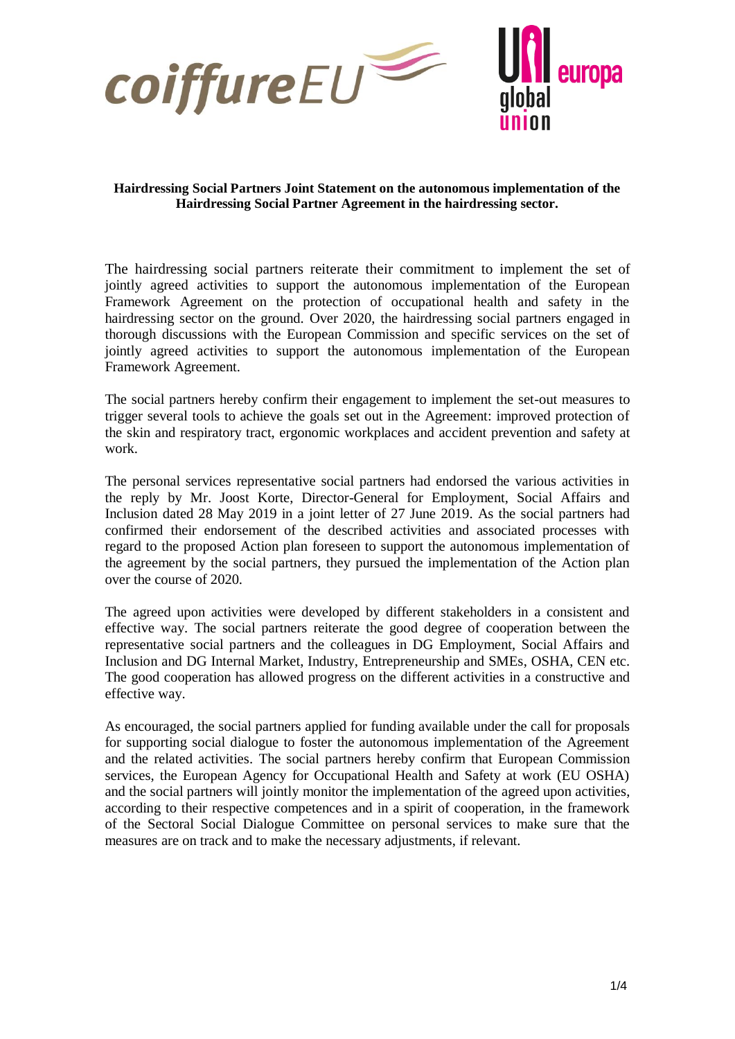**Hairdressing Social Partners Joint Statement on the autonomous implementation of the Hairdressing Social Partner Agreement in the hairdressing sector.**

The hairdressing social partners reiterate their commitment to implement the set of jointly agreed activities to support the autonomous implementation of the European Framework Agreement on the protection of occupational health and safety in the hairdressing sector on the ground. Over 2020, the hairdressing social partners engaged in thorough discussions with the European Commission and specific services on the set of jointly agreed activities to support the autonomous implementation of the European Framework Agreement.

The social partners hereby confirm their engagement to implement the set-out measures to trigger several tools to achieve the goals set out in the Agreement: improved protection of the skin and respiratory tract, ergonomic workplaces and accident prevention and safety at work.

The personal services representative social partners had endorsed the various activities in the reply by Mr. Joost Korte, Director-General for Employment, Social Affairs and Inclusion dated 28 May 2019 in a joint letter of 27 June 2019. As the social partners had confirmed their endorsement of the described activities and associated processes with regard to the proposed Action plan foreseen to support the autonomous implementation of the agreement by the social partners, they pursued the implementation of the Action plan over the course of 2020.

The agreed upon activities were developed by different stakeholders in a consistent and effective way. The social partners reiterate the good degree of cooperation between the representative social partners and the colleagues in DG Employment, Social Affairs and Inclusion and DG Internal Market, Industry, Entrepreneurship and SMEs, OSHA, CEN etc. The good cooperation has allowed progress on the different activities in a constructive and effective way.

As encouraged, the social partners applied for funding available under the call for proposals for supporting social dialogue to foster the autonomous implementation of the Agreement and the related activities. The social partners hereby confirm that European Commission services, the European Agency for Occupational Health and Safety at work (EU OSHA) and the social partners will jointly monitor the implementation of the agreed upon activities, according to their respective competences and in a spirit of cooperation, in the framework of the Sectoral Social Dialogue Committee on personal services to make sure that the measures are on track and to make the necessary adjustments, if relevant.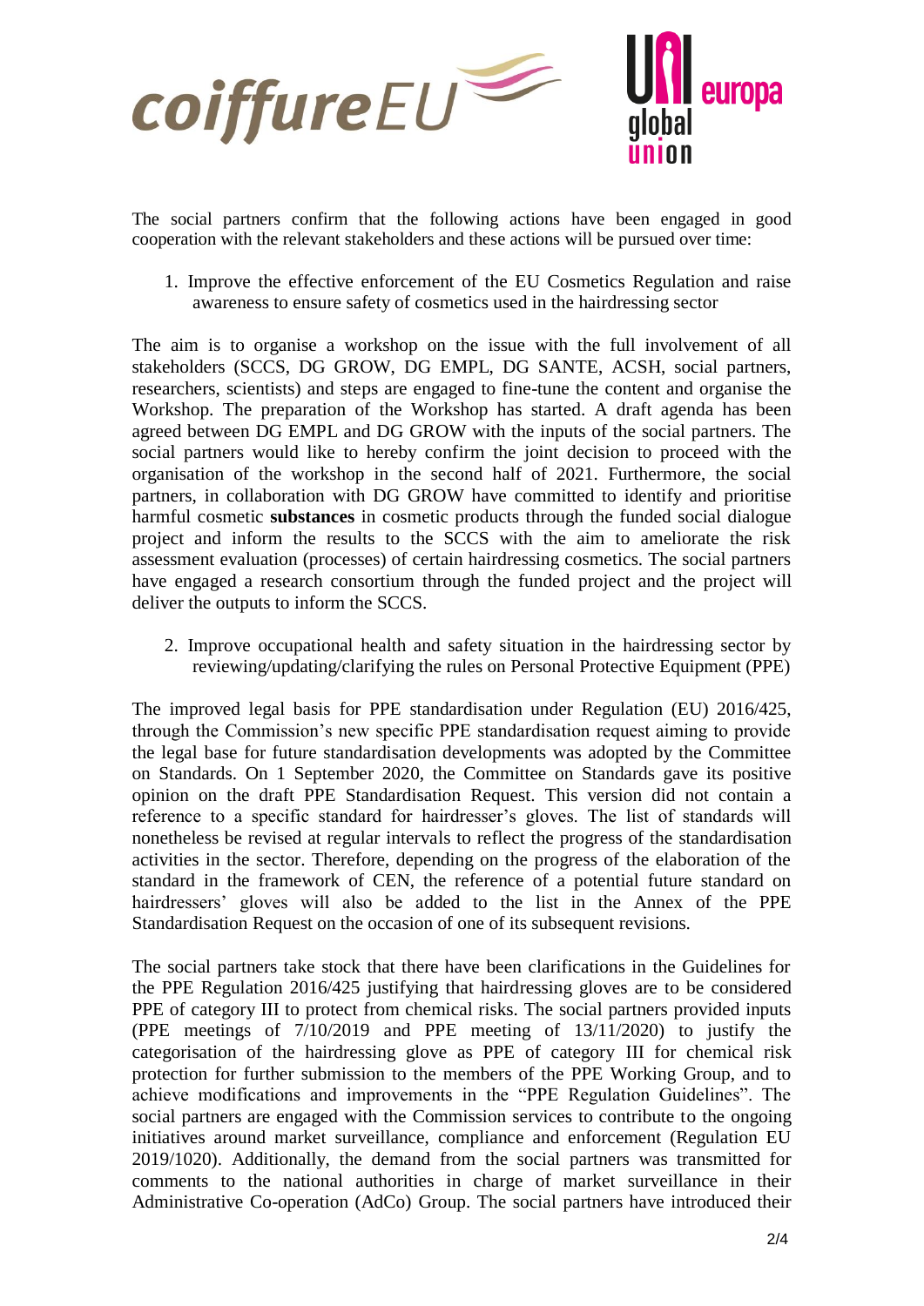The social partners confirm that the following actions have been engaged in good cooperation with the relevant stakeholders and these actions will be pursued over time:

1. Improve the effective enforcement of the EU Cosmetics Regulation and raise awareness to ensure safety of cosmetics used in the hairdressing sector

The aim is to organise a workshop on the issue with the full involvement of all stakeholders (SCCS, DG GROW, DG EMPL, DG SANTE, ACSH, social partners, researchers, scientists) and steps are engaged to fine-tune the content and organise the Workshop. The preparation of the Workshop has started. A draft agenda has been agreed between DG EMPL and DG GROW with the inputs of the social partners. The social partners would like to hereby confirm the joint decision to proceed with the organisation of the workshop in the second half of 2021. Furthermore, the social partners, in collaboration with DG GROW have committed to identify and prioritise harmful cosmetic **substances** in cosmetic products through the funded social dialogue project and inform the results to the SCCS with the aim to ameliorate the risk assessment evaluation (processes) of certain hairdressing cosmetics. The social partners have engaged a research consortium through the funded project and the project will deliver the outputs to inform the SCCS.

2. Improve occupational health and safety situation in the hairdressing sector by reviewing/updating/clarifying the rules on Personal Protective Equipment (PPE)

The improved legal basis for PPE standardisation under Regulation (EU) 2016/425, through the Commission's new specific PPE standardisation request aiming to provide the legal base for future standardisation developments was adopted by the Committee on Standards. On 1 September 2020, the Committee on Standards gave its positive opinion on the draft PPE Standardisation Request. This version did not contain a reference to a specific standard for hairdresser's gloves. The list of standards will nonetheless be revised at regular intervals to reflect the progress of the standardisation activities in the sector. Therefore, depending on the progress of the elaboration of the standard in the framework of CEN, the reference of a potential future standard on hairdressers' gloves will also be added to the list in the Annex of the PPE Standardisation Request on the occasion of one of its subsequent revisions.

The social partners take stock that there have been clarifications in the Guidelines for the PPE Regulation 2016/425 justifying that hairdressing gloves are to be considered PPE of category III to protect from chemical risks. The social partners provided inputs (PPE meetings of 7/10/2019 and PPE meeting of 13/11/2020) to justify the categorisation of the hairdressing glove as PPE of category III for chemical risk protection for further submission to the members of the PPE Working Group, and to achieve modifications and improvements in the "PPE Regulation Guidelines". The social partners are engaged with the Commission services to contribute to the ongoing initiatives around market surveillance, compliance and enforcement (Regulation EU 2019/1020). Additionally, the demand from the social partners was transmitted for comments to the national authorities in charge of market surveillance in their Administrative Co-operation (AdCo) Group. The social partners have introduced their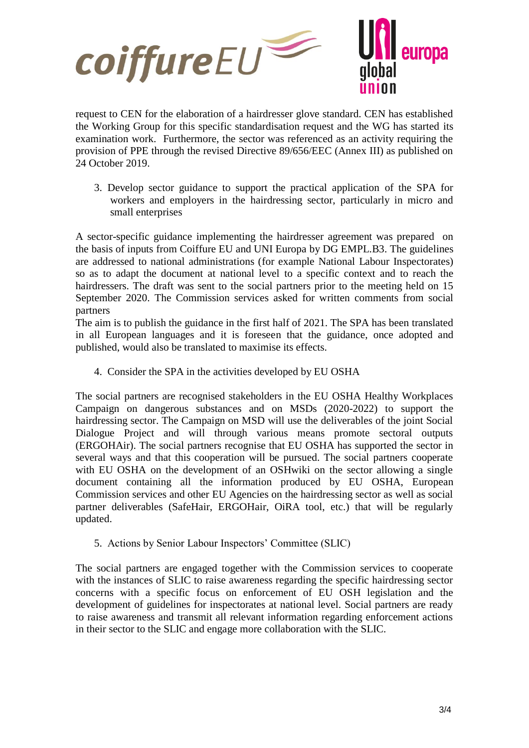request to CEN for the elaboration of a hairdresser glove standard. CEN has established the Working Group for this specific standardisation request and the WG has started its examination work. Furthermore, the sector was referenced as an activity requiring the provision of PPE through the revised Directive 89/656/EEC (Annex III) as published on 24 October 2019.

3. Develop sector guidance to support the practical application of the SPA for workers and employers in the hairdressing sector, particularly in micro and small enterprises

A sector-specific guidance implementing the hairdresser agreement was prepared on the basis of inputs from Coiffure EU and UNI Europa by DG EMPL.B3. The guidelines are addressed to national administrations (for example National Labour Inspectorates) so as to adapt the document at national level to a specific context and to reach the hairdressers. The draft was sent to the social partners prior to the meeting held on 15 September 2020. The Commission services asked for written comments from social partners

The aim is to publish the guidance in the first half of 2021. The SPA has been translated in all European languages and it is foreseen that the guidance, once adopted and published, would also be translated to maximise its effects.

4. Consider the SPA in the activities developed by EU OSHA

The social partners are recognised stakeholders in the EU OSHA Healthy Workplaces Campaign on dangerous substances and on MSDs (2020-2022) to support the hairdressing sector. The Campaign on MSD will use the deliverables of the joint Social Dialogue Project and will through various means promote sectoral outputs (ERGOHAir). The social partners recognise that EU OSHA has supported the sector in several ways and that this cooperation will be pursued. The social partners cooperate with EU OSHA on the development of an OSHwiki on the sector allowing a single document containing all the information produced by EU OSHA, European Commission services and other EU Agencies on the hairdressing sector as well as social partner deliverables (SafeHair, ERGOHair, OiRA tool, etc.) that will be regularly updated.

5. Actions by Senior Labour Inspectors' Committee (SLIC)

The social partners are engaged together with the Commission services to cooperate with the instances of SLIC to raise awareness regarding the specific hairdressing sector concerns with a specific focus on enforcement of EU OSH legislation and the development of guidelines for inspectorates at national level. Social partners are ready to raise awareness and transmit all relevant information regarding enforcement actions in their sector to the SLIC and engage more collaboration with the SLIC.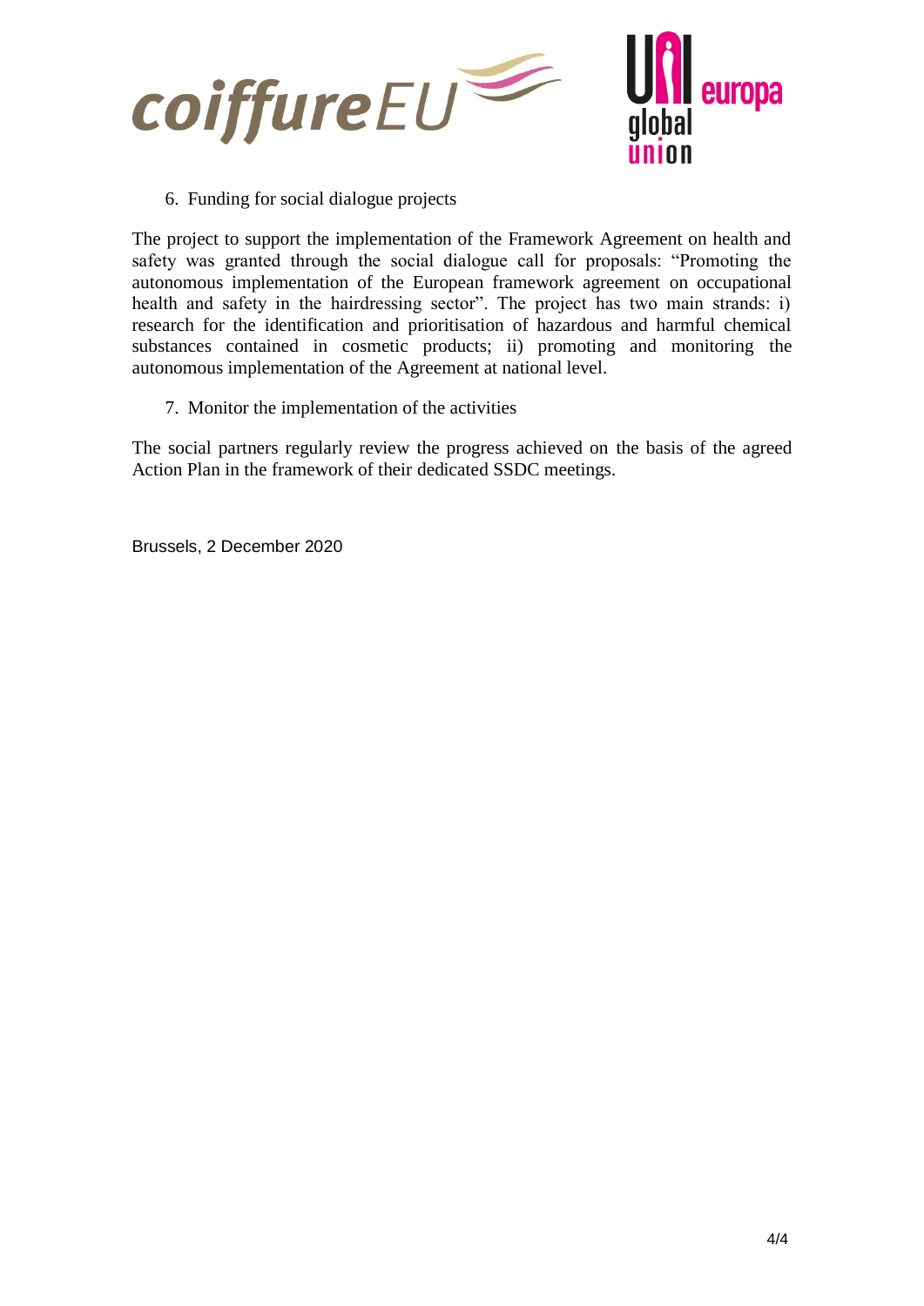6. Funding for social dialogue projects

The project to support the implementation of the Framework Agreement on health and safety was granted through the social dialogue call for proposals: "Promoting the autonomous implementation of the European framework agreement on occupational health and safety in the hairdressing sector". The project has two main strands: i) research for the identification and prioritisation of hazardous and harmful chemical substances contained in cosmetic products; ii) promoting and monitoring the autonomous implementation of the Agreement at national level.

7. Monitor the implementation of the activities

The social partners regularly review the progress achieved on the basis of the agreed Action Plan in the framework of their dedicated SSDC meetings.

Brussels, 2 December 2020